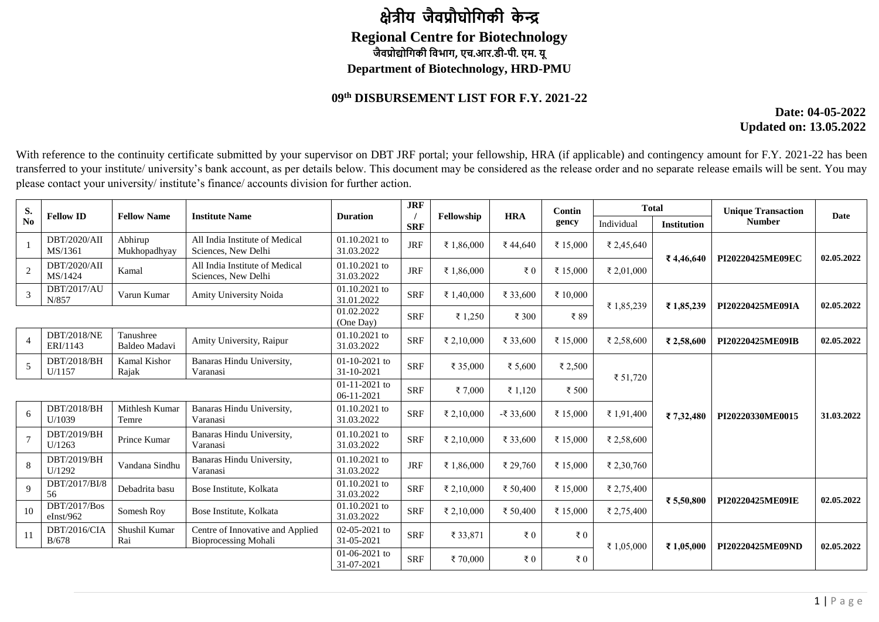# क्षेत्रीय जैवप्रौघोगिकी केन्द्र

## Regional Centre for Biotechnology

**जैवप्रोद्योगिकी विभाग, एच.आर.डी-पी. एम. यू**

**Department of Biotechnology, HRD-PMU**

### 09th DISBURSEMENT LIST FOR F.Y. 2021-22

**Date: 04-05-2022**
**Updated on: 13.05.2022**

With reference to the continuity certificate submitted by your supervisor on DBT JRF portal; your fellowship, HRA (if applicable) and contingency amount for F.Y. 2021-22 has been transferred to your institute/ university's bank account, as per details below. This document may be considered as the release order and no separate release emails will be sent. You may please contact your university/ institute's finance/ accounts division for further action.

| S. No | Fellow ID | Fellow Name | Institute Name | Duration | JRF / SRF | Fellowship | HRA | Contingency | Total | | Unique Transaction Number | Date |
|---|---|---|---|---|---|---|---|---|---|---|---|---|
| | | | | | | | | | Individual | Institution | | |
| 1 | DBT/2020/AIIMS/1361 | Abhirup Mukhopadhyay | All India Institute of Medical Sciences, New Delhi | 01.10.2021 to 31.03.2022 | JRF | ₹ 1,86,000 | ₹ 44,640 | ₹ 15,000 | ₹ 2,45,640 | ₹ 4,46,640 | PI20220425ME09EC | 02.05.2022 |
| 2 | DBT/2020/AIIMS/1424 | Kamal | All India Institute of Medical Sciences, New Delhi | 01.10.2021 to 31.03.2022 | JRF | ₹ 1,86,000 | ₹ 0 | ₹ 15,000 | ₹ 2,01,000 | | | |
| 3 | DBT/2017/AUN/857 | Varun Kumar | Amity University Noida | 01.10.2021 to 31.01.2022 | SRF | ₹ 1,40,000 | ₹ 33,600 | ₹ 10,000 | ₹ 1,85,239 | ₹ 1,85,239 | PI20220425ME09IA | 02.05.2022 |
| | | | | 01.02.2022 (One Day) | SRF | ₹ 1,250 | ₹ 300 | ₹ 89 | | | | |
| 4 | DBT/2018/NEERI/1143 | Tanushree Baldeo Madavi | Amity University, Raipur | 01.10.2021 to 31.03.2022 | SRF | ₹ 2,10,000 | ₹ 33,600 | ₹ 15,000 | ₹ 2,58,600 | ₹ 2,58,600 | PI20220425ME09IB | 02.05.2022 |
| 5 | DBT/2018/BHU/1157 | Kamal Kishor Rajak | Banaras Hindu University, Varanasi | 01-10-2021 to 31-10-2021 | SRF | ₹ 35,000 | ₹ 5,600 | ₹ 2,500 | ₹ 51,720 | ₹ 7,32,480 | PI20220330ME0015 | 31.03.2022 |
| | | | | 01-11-2021 to 06-11-2021 | SRF | ₹ 7,000 | ₹ 1,120 | ₹ 500 | | | | |
| 6 | DBT/2018/BHU/1039 | Mithlesh Kumar Temre | Banaras Hindu University, Varanasi | 01.10.2021 to 31.03.2022 | SRF | ₹ 2,10,000 | -₹ 33,600 | ₹ 15,000 | ₹ 1,91,400 | | | |
| 7 | DBT/2019/BHU/1263 | Prince Kumar | Banaras Hindu University, Varanasi | 01.10.2021 to 31.03.2022 | SRF | ₹ 2,10,000 | ₹ 33,600 | ₹ 15,000 | ₹ 2,58,600 | | | |
| 8 | DBT/2019/BHU/1292 | Vandana Sindhu | Banaras Hindu University, Varanasi | 01.10.2021 to 31.03.2022 | JRF | ₹ 1,86,000 | ₹ 29,760 | ₹ 15,000 | ₹ 2,30,760 | | | |
| 9 | DBT/2017/BI/856 | Debadrita basu | Bose Institute, Kolkata | 01.10.2021 to 31.03.2022 | SRF | ₹ 2,10,000 | ₹ 50,400 | ₹ 15,000 | ₹ 2,75,400 | ₹ 5,50,800 | PI20220425ME09IE | 02.05.2022 |
| 10 | DBT/2017/BoseInst/962 | Somesh Roy | Bose Institute, Kolkata | 01.10.2021 to 31.03.2022 | SRF | ₹ 2,10,000 | ₹ 50,400 | ₹ 15,000 | ₹ 2,75,400 | | | |
| 11 | DBT/2016/CIAB/678 | Shushil Kumar Rai | Centre of Innovative and Applied Bioprocessing Mohali | 02-05-2021 to 31-05-2021 | SRF | ₹ 33,871 | ₹ 0 | ₹ 0 | ₹ 1,05,000 | ₹ 1,05,000 | PI20220425ME09ND | 02.05.2022 |
| | | | | 01-06-2021 to 31-07-2021 | SRF | ₹ 70,000 | ₹ 0 | ₹ 0 | | | | |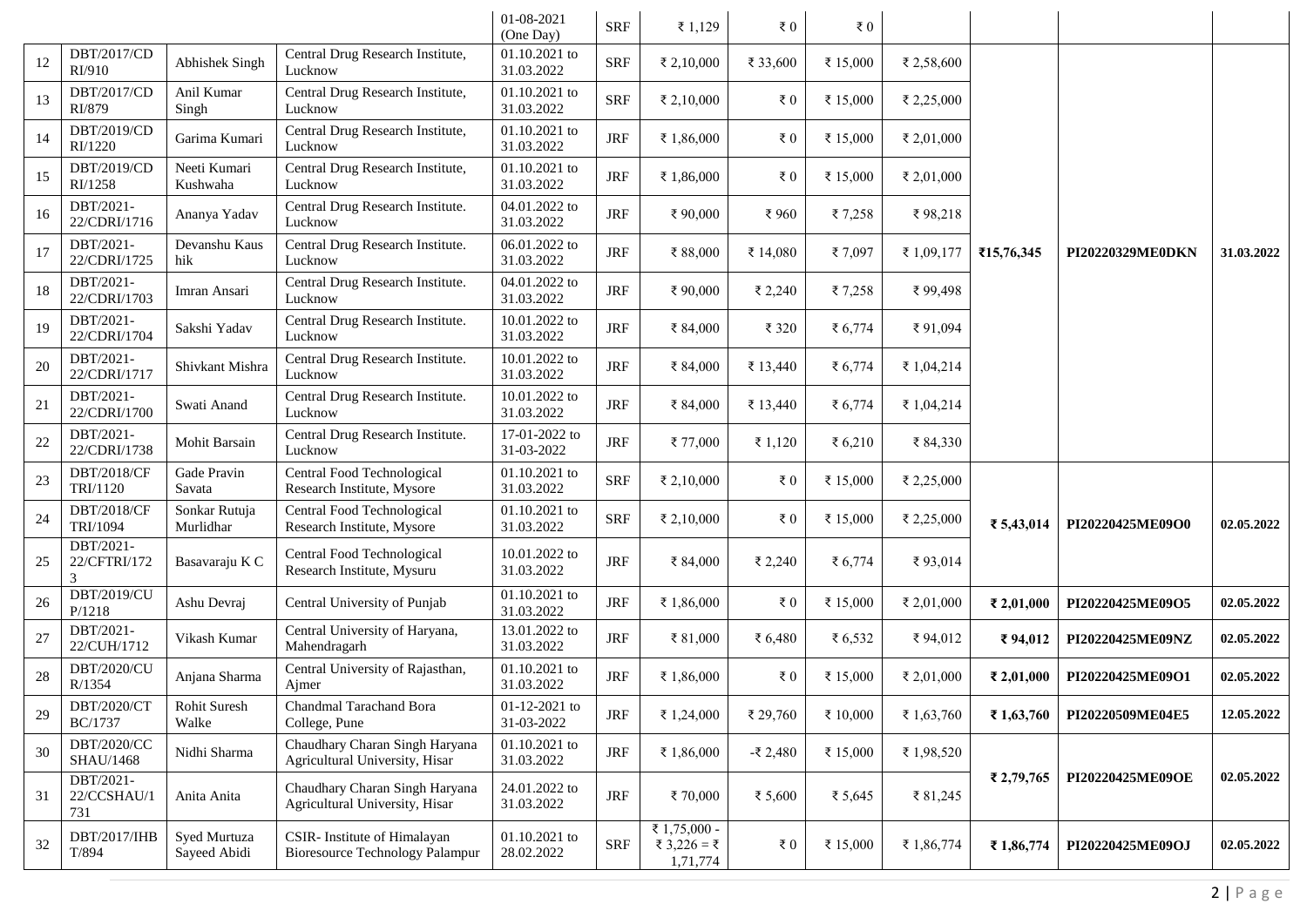| | | | | | | | | | | | | |
|---|---|---|---|---|---|---|---|---|---|---|---|---|
| | | | | 01-08-2021 (One Day) | SRF | ₹ 1,129 | ₹ 0 | ₹ 0 | | | | |
| 12 | DBT/2017/CDRI/910 | Abhishek Singh | Central Drug Research Institute, Lucknow | 01.10.2021 to 31.03.2022 | SRF | ₹ 2,10,000 | ₹ 33,600 | ₹ 15,000 | ₹ 2,58,600 | ₹15,76,345 | PI20220329ME0DKN | 31.03.2022 |
| 13 | DBT/2017/CDRI/879 | Anil Kumar Singh | Central Drug Research Institute, Lucknow | 01.10.2021 to 31.03.2022 | SRF | ₹ 2,10,000 | ₹ 0 | ₹ 15,000 | ₹ 2,25,000 | | | |
| 14 | DBT/2019/CDRI/1220 | Garima Kumari | Central Drug Research Institute, Lucknow | 01.10.2021 to 31.03.2022 | JRF | ₹ 1,86,000 | ₹ 0 | ₹ 15,000 | ₹ 2,01,000 | | | |
| 15 | DBT/2019/CDRI/1258 | Neeti Kumari Kushwaha | Central Drug Research Institute, Lucknow | 01.10.2021 to 31.03.2022 | JRF | ₹ 1,86,000 | ₹ 0 | ₹ 15,000 | ₹ 2,01,000 | | | |
| 16 | DBT/2021-22/CDRI/1716 | Ananya Yadav | Central Drug Research Institute. Lucknow | 04.01.2022 to 31.03.2022 | JRF | ₹ 90,000 | ₹ 960 | ₹ 7,258 | ₹ 98,218 | | | |
| 17 | DBT/2021-22/CDRI/1725 | Devanshu Kaushik | Central Drug Research Institute. Lucknow | 06.01.2022 to 31.03.2022 | JRF | ₹ 88,000 | ₹ 14,080 | ₹ 7,097 | ₹ 1,09,177 | | | |
| 18 | DBT/2021-22/CDRI/1703 | Imran Ansari | Central Drug Research Institute. Lucknow | 04.01.2022 to 31.03.2022 | JRF | ₹ 90,000 | ₹ 2,240 | ₹ 7,258 | ₹ 99,498 | | | |
| 19 | DBT/2021-22/CDRI/1704 | Sakshi Yadav | Central Drug Research Institute. Lucknow | 10.01.2022 to 31.03.2022 | JRF | ₹ 84,000 | ₹ 320 | ₹ 6,774 | ₹ 91,094 | | | |
| 20 | DBT/2021-22/CDRI/1717 | Shivkant Mishra | Central Drug Research Institute. Lucknow | 10.01.2022 to 31.03.2022 | JRF | ₹ 84,000 | ₹ 13,440 | ₹ 6,774 | ₹ 1,04,214 | | | |
| 21 | DBT/2021-22/CDRI/1700 | Swati Anand | Central Drug Research Institute. Lucknow | 10.01.2022 to 31.03.2022 | JRF | ₹ 84,000 | ₹ 13,440 | ₹ 6,774 | ₹ 1,04,214 | | | |
| 22 | DBT/2021-22/CDRI/1738 | Mohit Barsain | Central Drug Research Institute. Lucknow | 17-01-2022 to 31-03-2022 | JRF | ₹ 77,000 | ₹ 1,120 | ₹ 6,210 | ₹ 84,330 | | | |
| 23 | DBT/2018/CFTRI/1120 | Gade Pravin Savata | Central Food Technological Research Institute, Mysore | 01.10.2021 to 31.03.2022 | SRF | ₹ 2,10,000 | ₹ 0 | ₹ 15,000 | ₹ 2,25,000 | ₹ 5,43,014 | PI20220425ME09O0 | 02.05.2022 |
| 24 | DBT/2018/CFTRI/1094 | Sonkar Rutuja Murlidhar | Central Food Technological Research Institute, Mysore | 01.10.2021 to 31.03.2022 | SRF | ₹ 2,10,000 | ₹ 0 | ₹ 15,000 | ₹ 2,25,000 | | | |
| 25 | DBT/2021-22/CFTRI/1723 | Basavaraju K C | Central Food Technological Research Institute, Mysuru | 10.01.2022 to 31.03.2022 | JRF | ₹ 84,000 | ₹ 2,240 | ₹ 6,774 | ₹ 93,014 | | | |
| 26 | DBT/2019/CUP/1218 | Ashu Devraj | Central University of Punjab | 01.10.2021 to 31.03.2022 | JRF | ₹ 1,86,000 | ₹ 0 | ₹ 15,000 | ₹ 2,01,000 | ₹ 2,01,000 | PI20220425ME09O5 | 02.05.2022 |
| 27 | DBT/2021-22/CUH/1712 | Vikash Kumar | Central University of Haryana, Mahendragarh | 13.01.2022 to 31.03.2022 | JRF | ₹ 81,000 | ₹ 6,480 | ₹ 6,532 | ₹ 94,012 | ₹ 94,012 | PI20220425ME09NZ | 02.05.2022 |
| 28 | DBT/2020/CUR/1354 | Anjana Sharma | Central University of Rajasthan, Ajmer | 01.10.2021 to 31.03.2022 | JRF | ₹ 1,86,000 | ₹ 0 | ₹ 15,000 | ₹ 2,01,000 | ₹ 2,01,000 | PI20220425ME09O1 | 02.05.2022 |
| 29 | DBT/2020/CTBC/1737 | Rohit Suresh Walke | Chandmal Tarachand Bora College, Pune | 01-12-2021 to 31-03-2022 | JRF | ₹ 1,24,000 | ₹ 29,760 | ₹ 10,000 | ₹ 1,63,760 | ₹ 1,63,760 | PI20220509ME04E5 | 12.05.2022 |
| 30 | DBT/2020/CCSHAU/1468 | Nidhi Sharma | Chaudhary Charan Singh Haryana Agricultural University, Hisar | 01.10.2021 to 31.03.2022 | JRF | ₹ 1,86,000 | -₹ 2,480 | ₹ 15,000 | ₹ 1,98,520 | ₹ 2,79,765 | PI20220425ME09OE | 02.05.2022 |
| 31 | DBT/2021-22/CCSHAU/1731 | Anita Anita | Chaudhary Charan Singh Haryana Agricultural University, Hisar | 24.01.2022 to 31.03.2022 | JRF | ₹ 70,000 | ₹ 5,600 | ₹ 5,645 | ₹ 81,245 | | | |
| 32 | DBT/2017/IHBT/894 | Syed Murtuza Sayeed Abidi | CSIR- Institute of Himalayan Bioresource Technology Palampur | 01.10.2021 to 28.02.2022 | SRF | ₹ 1,75,000 - ₹ 3,226 = ₹ 1,71,774 | ₹ 0 | ₹ 15,000 | ₹ 1,86,774 | ₹ 1,86,774 | PI20220425ME09OJ | 02.05.2022 |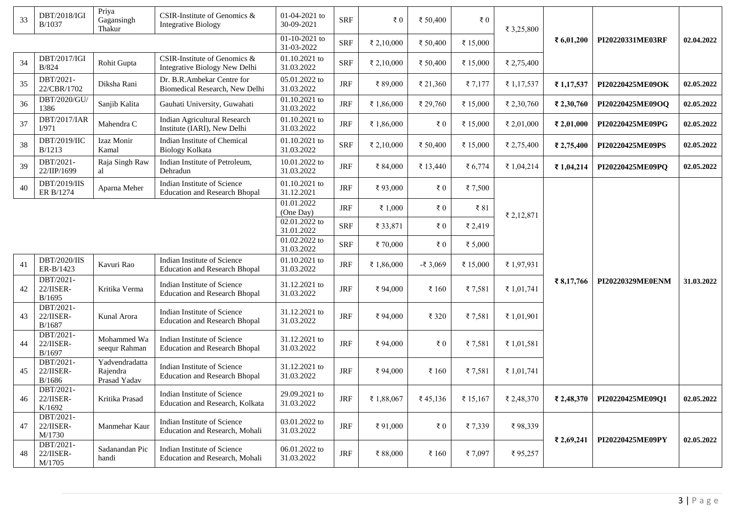| | | | | | | | | | | | | |
|---|---|---|---|---|---|---|---|---|---|---|---|---|
| 33 | DBT/2018/IGIB/1037 | Priya Gagansingh Thakur | CSIR-Institute of Genomics & Integrative Biology | 01-04-2021 to 30-09-2021 | SRF | ₹ 0 | ₹ 50,400 | ₹ 0 | ₹ 3,25,800 | ₹ 6,01,200 | PI20220331ME03RF | 02.04.2022 |
| | | | | 01-10-2021 to 31-03-2022 | SRF | ₹ 2,10,000 | ₹ 50,400 | ₹ 15,000 | | | | |
| 34 | DBT/2017/IGIB/824 | Rohit Gupta | CSIR-Institute of Genomics & Integrative Biology New Delhi | 01.10.2021 to 31.03.2022 | SRF | ₹ 2,10,000 | ₹ 50,400 | ₹ 15,000 | ₹ 2,75,400 | | | |
| 35 | DBT/2021-22/CBR/1702 | Diksha Rani | Dr. B.R.Ambekar Centre for Biomedical Research, New Delhi | 05.01.2022 to 31.03.2022 | JRF | ₹ 89,000 | ₹ 21,360 | ₹ 7,177 | ₹ 1,17,537 | ₹ 1,17,537 | PI20220425ME09OK | 02.05.2022 |
| 36 | DBT/2020/GU/1386 | Sanjib Kalita | Gauhati University, Guwahati | 01.10.2021 to 31.03.2022 | JRF | ₹ 1,86,000 | ₹ 29,760 | ₹ 15,000 | ₹ 2,30,760 | ₹ 2,30,760 | PI20220425ME09OQ | 02.05.2022 |
| 37 | DBT/2017/IARI/971 | Mahendra C | Indian Agricultural Research Institute (IARI), New Delhi | 01.10.2021 to 31.03.2022 | JRF | ₹ 1,86,000 | ₹ 0 | ₹ 15,000 | ₹ 2,01,000 | ₹ 2,01,000 | PI20220425ME09PG | 02.05.2022 |
| 38 | DBT/2019/IICB/1213 | Izaz Monir Kamal | Indian Institute of Chemical Biology Kolkata | 01.10.2021 to 31.03.2022 | SRF | ₹ 2,10,000 | ₹ 50,400 | ₹ 15,000 | ₹ 2,75,400 | ₹ 2,75,400 | PI20220425ME09PS | 02.05.2022 |
| 39 | DBT/2021-22/IIP/1699 | Raja Singh Rawal | Indian Institute of Petroleum, Dehradun | 10.01.2022 to 31.03.2022 | JRF | ₹ 84,000 | ₹ 13,440 | ₹ 6,774 | ₹ 1,04,214 | ₹ 1,04,214 | PI20220425ME09PQ | 02.05.2022 |
| 40 | DBT/2019/IISER B/1274 | Aparna Meher | Indian Institute of Science Education and Research Bhopal | 01.10.2021 to 31.12.2021 | JRF | ₹ 93,000 | ₹ 0 | ₹ 7,500 | ₹ 2,12,871 | ₹ 8,17,766 | PI20220329ME0ENM | 31.03.2022 |
| | | | | 01.01.2022 (One Day) | JRF | ₹ 1,000 | ₹ 0 | ₹ 81 | | | | |
| | | | | 02.01.2022 to 31.01.2022 | SRF | ₹ 33,871 | ₹ 0 | ₹ 2,419 | | | | |
| | | | | 01.02.2022 to 31.03.2022 | SRF | ₹ 70,000 | ₹ 0 | ₹ 5,000 | | | | |
| 41 | DBT/2020/IISER-B/1423 | Kavuri Rao | Indian Institute of Science Education and Research Bhopal | 01.10.2021 to 31.03.2022 | JRF | ₹ 1,86,000 | -₹ 3,069 | ₹ 15,000 | ₹ 1,97,931 | | | |
| 42 | DBT/2021-22/IISER-B/1695 | Kritika Verma | Indian Institute of Science Education and Research Bhopal | 31.12.2021 to 31.03.2022 | JRF | ₹ 94,000 | ₹ 160 | ₹ 7,581 | ₹ 1,01,741 | | | |
| 43 | DBT/2021-22/IISER-B/1687 | Kunal Arora | Indian Institute of Science Education and Research Bhopal | 31.12.2021 to 31.03.2022 | JRF | ₹ 94,000 | ₹ 320 | ₹ 7,581 | ₹ 1,01,901 | | | |
| 44 | DBT/2021-22/IISER-B/1697 | Mohammed Waseequr Rahman | Indian Institute of Science Education and Research Bhopal | 31.12.2021 to 31.03.2022 | JRF | ₹ 94,000 | ₹ 0 | ₹ 7,581 | ₹ 1,01,581 | | | |
| 45 | DBT/2021-22/IISER-B/1686 | Yadvendradatta Rajendra Prasad Yadav | Indian Institute of Science Education and Research Bhopal | 31.12.2021 to 31.03.2022 | JRF | ₹ 94,000 | ₹ 160 | ₹ 7,581 | ₹ 1,01,741 | | | |
| 46 | DBT/2021-22/IISER-K/1692 | Kritika Prasad | Indian Institute of Science Education and Research, Kolkata | 29.09.2021 to 31.03.2022 | JRF | ₹ 1,88,067 | ₹ 45,136 | ₹ 15,167 | ₹ 2,48,370 | ₹ 2,48,370 | PI20220425ME09Q1 | 02.05.2022 |
| 47 | DBT/2021-22/IISER-M/1730 | Manmehar Kaur | Indian Institute of Science Education and Research, Mohali | 03.01.2022 to 31.03.2022 | JRF | ₹ 91,000 | ₹ 0 | ₹ 7,339 | ₹ 98,339 | ₹ 2,69,241 | PI20220425ME09PY | 02.05.2022 |
| 48 | DBT/2021-22/IISER-M/1705 | Sadanandan Pichandi | Indian Institute of Science Education and Research, Mohali | 06.01.2022 to 31.03.2022 | JRF | ₹ 88,000 | ₹ 160 | ₹ 7,097 | ₹ 95,257 | | | |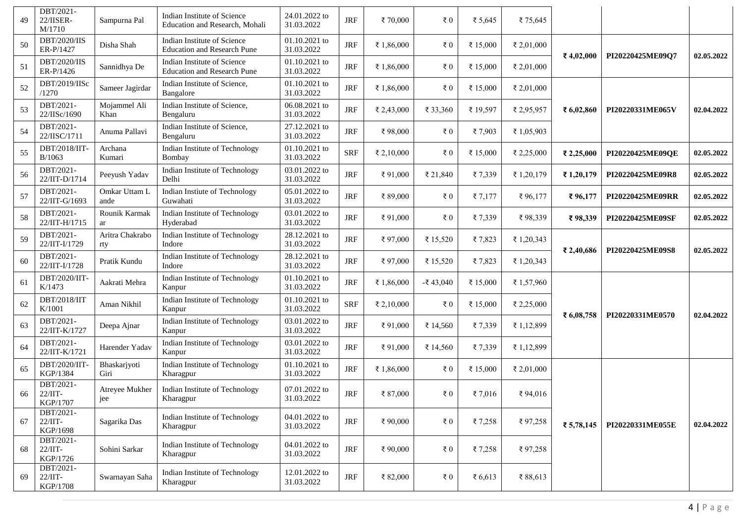| | | | | | | | | | | | | |
|---|---|---|---|---|---|---|---|---|---|---|---|---|
| 49 | DBT/2021-22/IISER-M/1710 | Sampurna Pal | Indian Institute of Science Education and Research, Mohali | 24.01.2022 to 31.03.2022 | JRF | ₹ 70,000 | ₹ 0 | ₹ 5,645 | ₹ 75,645 | | | |
| 50 | DBT/2020/IISER-P/1427 | Disha Shah | Indian Institute of Science Education and Research Pune | 01.10.2021 to 31.03.2022 | JRF | ₹ 1,86,000 | ₹ 0 | ₹ 15,000 | ₹ 2,01,000 | **₹ 4,02,000** | **PI20220425ME09Q7** | **02.05.2022** |
| 51 | DBT/2020/IISER-P/1426 | Sannidhya De | Indian Institute of Science Education and Research Pune | 01.10.2021 to 31.03.2022 | JRF | ₹ 1,86,000 | ₹ 0 | ₹ 15,000 | ₹ 2,01,000 | | | |
| 52 | DBT/2019/IISc/1270 | Sameer Jagirdar | Indian Institute of Science, Bangalore | 01.10.2021 to 31.03.2022 | JRF | ₹ 1,86,000 | ₹ 0 | ₹ 15,000 | ₹ 2,01,000 | **₹ 6,02,860** | **PI20220331ME065V** | **02.04.2022** |
| 53 | DBT/2021-22/IISc/1690 | Mojammel Ali Khan | Indian Institute of Science, Bengaluru | 06.08.2021 to 31.03.2022 | JRF | ₹ 2,43,000 | ₹ 33,360 | ₹ 19,597 | ₹ 2,95,957 | | | |
| 54 | DBT/2021-22/IISC/1711 | Anuma Pallavi | Indian Institute of Science, Bengaluru | 27.12.2021 to 31.03.2022 | JRF | ₹ 98,000 | ₹ 0 | ₹ 7,903 | ₹ 1,05,903 | | | |
| 55 | DBT/2018/IIT-B/1063 | Archana Kumari | Indian Institute of Technology Bombay | 01.10.2021 to 31.03.2022 | SRF | ₹ 2,10,000 | ₹ 0 | ₹ 15,000 | ₹ 2,25,000 | **₹ 2,25,000** | **PI20220425ME09QE** | **02.05.2022** |
| 56 | DBT/2021-22/IIT-D/1714 | Peeyush Yadav | Indian Institute of Technology Delhi | 03.01.2022 to 31.03.2022 | JRF | ₹ 91,000 | ₹ 21,840 | ₹ 7,339 | ₹ 1,20,179 | **₹ 1,20,179** | **PI20220425ME09R8** | **02.05.2022** |
| 57 | DBT/2021-22/IIT-G/1693 | Omkar Uttam Lande | Indian Instiute of Technology Guwahati | 05.01.2022 to 31.03.2022 | JRF | ₹ 89,000 | ₹ 0 | ₹ 7,177 | ₹ 96,177 | **₹ 96,177** | **PI20220425ME09RR** | **02.05.2022** |
| 58 | DBT/2021-22/IIT-H/1715 | Rounik Karmakar | Indian Institute of Technology Hyderabad | 03.01.2022 to 31.03.2022 | JRF | ₹ 91,000 | ₹ 0 | ₹ 7,339 | ₹ 98,339 | **₹ 98,339** | **PI20220425ME09SF** | **02.05.2022** |
| 59 | DBT/2021-22/IIT-I/1729 | Aritra Chakraborty | Indian Institute of Technology Indore | 28.12.2021 to 31.03.2022 | JRF | ₹ 97,000 | ₹ 15,520 | ₹ 7,823 | ₹ 1,20,343 | **₹ 2,40,686** | **PI20220425ME09S8** | **02.05.2022** |
| 60 | DBT/2021-22/IIT-I/1728 | Pratik Kundu | Indian Institute of Technology Indore | 28.12.2021 to 31.03.2022 | JRF | ₹ 97,000 | ₹ 15,520 | ₹ 7,823 | ₹ 1,20,343 | | | |
| 61 | DBT/2020/IIT-K/1473 | Aakrati Mehra | Indian Institute of Technology Kanpur | 01.10.2021 to 31.03.2022 | JRF | ₹ 1,86,000 | -₹ 43,040 | ₹ 15,000 | ₹ 1,57,960 | **₹ 6,08,758** | **PI20220331ME0570** | **02.04.2022** |
| 62 | DBT/2018/IIT K/1001 | Aman Nikhil | Indian Institute of Technology Kanpur | 01.10.2021 to 31.03.2022 | SRF | ₹ 2,10,000 | ₹ 0 | ₹ 15,000 | ₹ 2,25,000 | | | |
| 63 | DBT/2021-22/IIT-K/1727 | Deepa Ajnar | Indian Institute of Technology Kanpur | 03.01.2022 to 31.03.2022 | JRF | ₹ 91,000 | ₹ 14,560 | ₹ 7,339 | ₹ 1,12,899 | | | |
| 64 | DBT/2021-22/IIT-K/1721 | Harender Yadav | Indian Institute of Technology Kanpur | 03.01.2022 to 31.03.2022 | JRF | ₹ 91,000 | ₹ 14,560 | ₹ 7,339 | ₹ 1,12,899 | | | |
| 65 | DBT/2020/IIT-KGP/1384 | Bhaskarjyoti Giri | Indian Institute of Technology Kharagpur | 01.10.2021 to 31.03.2022 | JRF | ₹ 1,86,000 | ₹ 0 | ₹ 15,000 | ₹ 2,01,000 | **₹ 5,78,145** | **PI20220331ME055E** | **02.04.2022** |
| 66 | DBT/2021-22/IIT-KGP/1707 | Atreyee Mukherjee | Indian Institute of Technology Kharagpur | 07.01.2022 to 31.03.2022 | JRF | ₹ 87,000 | ₹ 0 | ₹ 7,016 | ₹ 94,016 | | | |
| 67 | DBT/2021-22/IIT-KGP/1698 | Sagarika Das | Indian Institute of Technology Kharagpur | 04.01.2022 to 31.03.2022 | JRF | ₹ 90,000 | ₹ 0 | ₹ 7,258 | ₹ 97,258 | | | |
| 68 | DBT/2021-22/IIT-KGP/1726 | Sohini Sarkar | Indian Institute of Technology Kharagpur | 04.01.2022 to 31.03.2022 | JRF | ₹ 90,000 | ₹ 0 | ₹ 7,258 | ₹ 97,258 | | | |
| 69 | DBT/2021-22/IIT-KGP/1708 | Swarnayan Saha | Indian Institute of Technology Kharagpur | 12.01.2022 to 31.03.2022 | JRF | ₹ 82,000 | ₹ 0 | ₹ 6,613 | ₹ 88,613 | | | |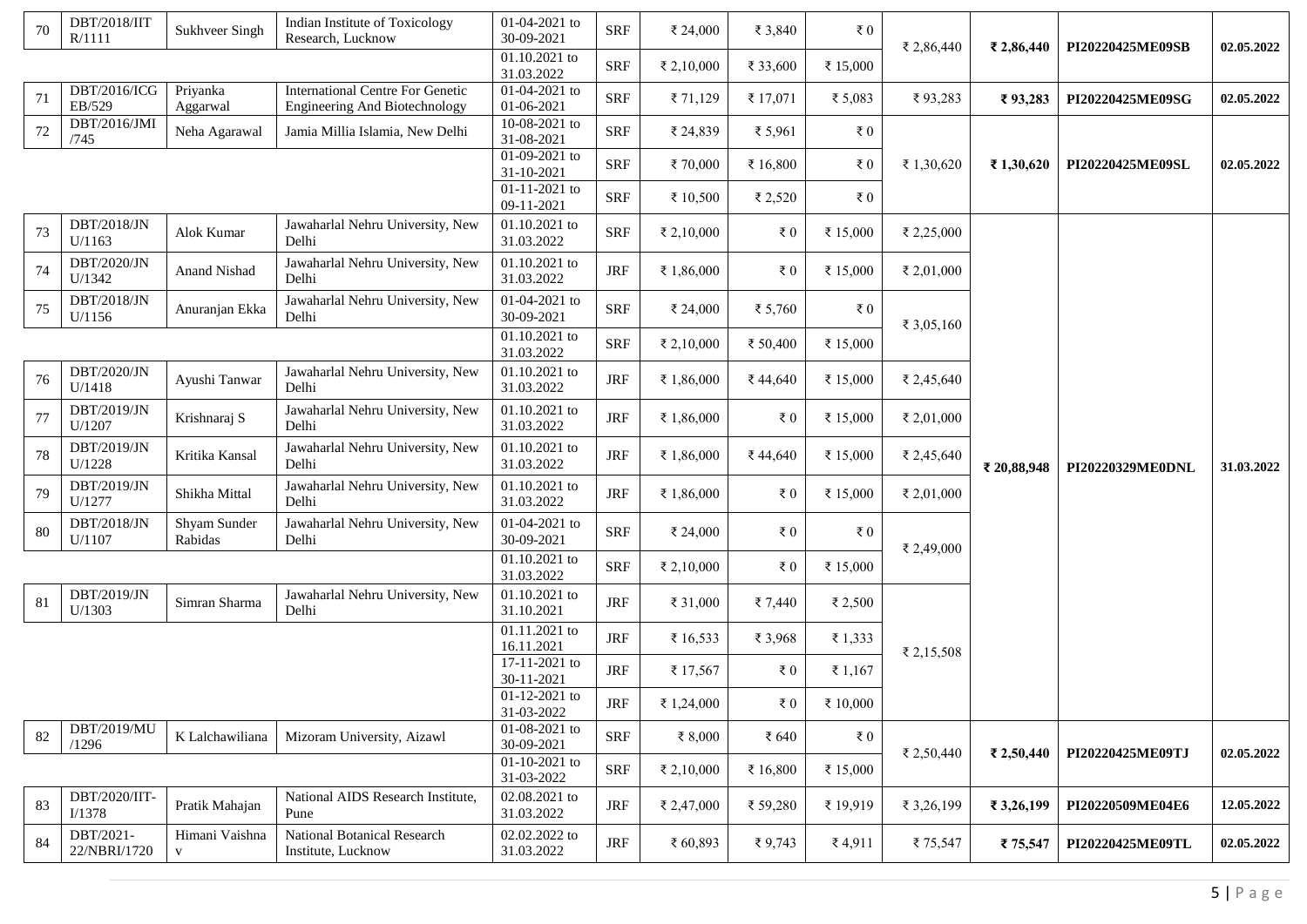| | | | | | | | | | | | | |
|---|---|---|---|---|---|---|---|---|---|---|---|---|
| 70 | DBT/2018/IITR/1111 | Sukhveer Singh | Indian Institute of Toxicology Research, Lucknow | 01-04-2021 to 30-09-2021 | SRF | ₹ 24,000 | ₹ 3,840 | ₹ 0 | ₹ 2,86,440 | **₹ 2,86,440** | **PI20220425ME09SB** | **02.05.2022** |
| | | | | 01.10.2021 to 31.03.2022 | SRF | ₹ 2,10,000 | ₹ 33,600 | ₹ 15,000 | | | | |
| 71 | DBT/2016/ICGEB/529 | Priyanka Aggarwal | International Centre For Genetic Engineering And Biotechnology | 01-04-2021 to 01-06-2021 | SRF | ₹ 71,129 | ₹ 17,071 | ₹ 5,083 | ₹ 93,283 | **₹ 93,283** | **PI20220425ME09SG** | **02.05.2022** |
| 72 | DBT/2016/JMI/745 | Neha Agarawal | Jamia Millia Islamia, New Delhi | 10-08-2021 to 31-08-2021 | SRF | ₹ 24,839 | ₹ 5,961 | ₹ 0 | ₹ 1,30,620 | **₹ 1,30,620** | **PI20220425ME09SL** | **02.05.2022** |
| | | | | 01-09-2021 to 31-10-2021 | SRF | ₹ 70,000 | ₹ 16,800 | ₹ 0 | | | | |
| | | | | 01-11-2021 to 09-11-2021 | SRF | ₹ 10,500 | ₹ 2,520 | ₹ 0 | | | | |
| 73 | DBT/2018/JNU/1163 | Alok Kumar | Jawaharlal Nehru University, New Delhi | 01.10.2021 to 31.03.2022 | SRF | ₹ 2,10,000 | ₹ 0 | ₹ 15,000 | ₹ 2,25,000 | **₹ 20,88,948** | **PI20220329ME0DNL** | **31.03.2022** |
| 74 | DBT/2020/JNU/1342 | Anand Nishad | Jawaharlal Nehru University, New Delhi | 01.10.2021 to 31.03.2022 | JRF | ₹ 1,86,000 | ₹ 0 | ₹ 15,000 | ₹ 2,01,000 | | | |
| 75 | DBT/2018/JNU/1156 | Anuranjan Ekka | Jawaharlal Nehru University, New Delhi | 01-04-2021 to 30-09-2021 | SRF | ₹ 24,000 | ₹ 5,760 | ₹ 0 | ₹ 3,05,160 | | | |
| | | | | 01.10.2021 to 31.03.2022 | SRF | ₹ 2,10,000 | ₹ 50,400 | ₹ 15,000 | | | | |
| 76 | DBT/2020/JNU/1418 | Ayushi Tanwar | Jawaharlal Nehru University, New Delhi | 01.10.2021 to 31.03.2022 | JRF | ₹ 1,86,000 | ₹ 44,640 | ₹ 15,000 | ₹ 2,45,640 | | | |
| 77 | DBT/2019/JNU/1207 | Krishnaraj S | Jawaharlal Nehru University, New Delhi | 01.10.2021 to 31.03.2022 | JRF | ₹ 1,86,000 | ₹ 0 | ₹ 15,000 | ₹ 2,01,000 | | | |
| 78 | DBT/2019/JNU/1228 | Kritika Kansal | Jawaharlal Nehru University, New Delhi | 01.10.2021 to 31.03.2022 | JRF | ₹ 1,86,000 | ₹ 44,640 | ₹ 15,000 | ₹ 2,45,640 | | | |
| 79 | DBT/2019/JNU/1277 | Shikha Mittal | Jawaharlal Nehru University, New Delhi | 01.10.2021 to 31.03.2022 | JRF | ₹ 1,86,000 | ₹ 0 | ₹ 15,000 | ₹ 2,01,000 | | | |
| 80 | DBT/2018/JNU/1107 | Shyam Sunder Rabidas | Jawaharlal Nehru University, New Delhi | 01-04-2021 to 30-09-2021 | SRF | ₹ 24,000 | ₹ 0 | ₹ 0 | ₹ 2,49,000 | | | |
| | | | | 01.10.2021 to 31.03.2022 | SRF | ₹ 2,10,000 | ₹ 0 | ₹ 15,000 | | | | |
| 81 | DBT/2019/JNU/1303 | Simran Sharma | Jawaharlal Nehru University, New Delhi | 01.10.2021 to 31.10.2021 | JRF | ₹ 31,000 | ₹ 7,440 | ₹ 2,500 | ₹ 2,15,508 | | | |
| | | | | 01.11.2021 to 16.11.2021 | JRF | ₹ 16,533 | ₹ 3,968 | ₹ 1,333 | | | | |
| | | | | 17-11-2021 to 30-11-2021 | JRF | ₹ 17,567 | ₹ 0 | ₹ 1,167 | | | | |
| | | | | 01-12-2021 to 31-03-2022 | JRF | ₹ 1,24,000 | ₹ 0 | ₹ 10,000 | | | | |
| 82 | DBT/2019/MU/1296 | K Lalchawiliana | Mizoram University, Aizawl | 01-08-2021 to 30-09-2021 | SRF | ₹ 8,000 | ₹ 640 | ₹ 0 | ₹ 2,50,440 | **₹ 2,50,440** | **PI20220425ME09TJ** | **02.05.2022** |
| | | | | 01-10-2021 to 31-03-2022 | SRF | ₹ 2,10,000 | ₹ 16,800 | ₹ 15,000 | | | | |
| 83 | DBT/2020/IIT-I/1378 | Pratik Mahajan | National AIDS Research Institute, Pune | 02.08.2021 to 31.03.2022 | JRF | ₹ 2,47,000 | ₹ 59,280 | ₹ 19,919 | ₹ 3,26,199 | **₹ 3,26,199** | **PI20220509ME04E6** | **12.05.2022** |
| 84 | DBT/2021-22/NBRI/1720 | Himani Vaishnav | National Botanical Research Institute, Lucknow | 02.02.2022 to 31.03.2022 | JRF | ₹ 60,893 | ₹ 9,743 | ₹ 4,911 | ₹ 75,547 | **₹ 75,547** | **PI20220425ME09TL** | **02.05.2022** |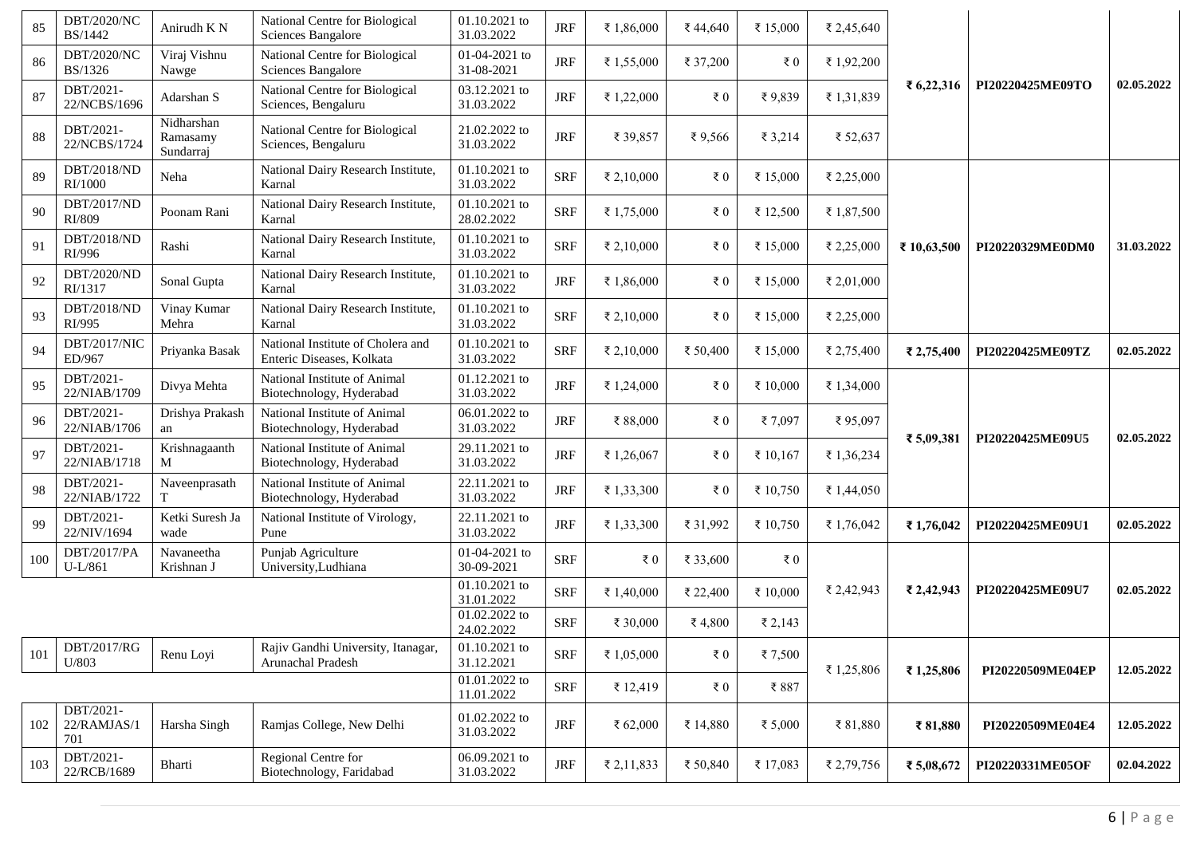| | | | | | | | | | | | | |
|---|---|---|---|---|---|---|---|---|---|---|---|---|
| 85 | DBT/2020/NCBS/1442 | Anirudh K N | National Centre for Biological Sciences Bangalore | 01.10.2021 to 31.03.2022 | JRF | ₹ 1,86,000 | ₹ 44,640 | ₹ 15,000 | ₹ 2,45,640 | ₹ 6,22,316 | PI20220425ME09TO | 02.05.2022 |
| 86 | DBT/2020/NCBS/1326 | Viraj Vishnu Nawge | National Centre for Biological Sciences Bangalore | 01-04-2021 to 31-08-2021 | JRF | ₹ 1,55,000 | ₹ 37,200 | ₹ 0 | ₹ 1,92,200 | | | |
| 87 | DBT/2021-22/NCBS/1696 | Adarshan S | National Centre for Biological Sciences, Bengaluru | 03.12.2021 to 31.03.2022 | JRF | ₹ 1,22,000 | ₹ 0 | ₹ 9,839 | ₹ 1,31,839 | | | |
| 88 | DBT/2021-22/NCBS/1724 | Nidharshan Ramasamy Sundarraj | National Centre for Biological Sciences, Bengaluru | 21.02.2022 to 31.03.2022 | JRF | ₹ 39,857 | ₹ 9,566 | ₹ 3,214 | ₹ 52,637 | | | |
| 89 | DBT/2018/NDRI/1000 | Neha | National Dairy Research Institute, Karnal | 01.10.2021 to 31.03.2022 | SRF | ₹ 2,10,000 | ₹ 0 | ₹ 15,000 | ₹ 2,25,000 | ₹ 10,63,500 | PI20220329ME0DM0 | 31.03.2022 |
| 90 | DBT/2017/NDRI/809 | Poonam Rani | National Dairy Research Institute, Karnal | 01.10.2021 to 28.02.2022 | SRF | ₹ 1,75,000 | ₹ 0 | ₹ 12,500 | ₹ 1,87,500 | | | |
| 91 | DBT/2018/NDRI/996 | Rashi | National Dairy Research Institute, Karnal | 01.10.2021 to 31.03.2022 | SRF | ₹ 2,10,000 | ₹ 0 | ₹ 15,000 | ₹ 2,25,000 | | | |
| 92 | DBT/2020/NDRI/1317 | Sonal Gupta | National Dairy Research Institute, Karnal | 01.10.2021 to 31.03.2022 | JRF | ₹ 1,86,000 | ₹ 0 | ₹ 15,000 | ₹ 2,01,000 | | | |
| 93 | DBT/2018/NDRI/995 | Vinay Kumar Mehra | National Dairy Research Institute, Karnal | 01.10.2021 to 31.03.2022 | SRF | ₹ 2,10,000 | ₹ 0 | ₹ 15,000 | ₹ 2,25,000 | | | |
| 94 | DBT/2017/NICED/967 | Priyanka Basak | National Institute of Cholera and Enteric Diseases, Kolkata | 01.10.2021 to 31.03.2022 | SRF | ₹ 2,10,000 | ₹ 50,400 | ₹ 15,000 | ₹ 2,75,400 | ₹ 2,75,400 | PI20220425ME09TZ | 02.05.2022 |
| 95 | DBT/2021-22/NIAB/1709 | Divya Mehta | National Institute of Animal Biotechnology, Hyderabad | 01.12.2021 to 31.03.2022 | JRF | ₹ 1,24,000 | ₹ 0 | ₹ 10,000 | ₹ 1,34,000 | ₹ 5,09,381 | PI20220425ME09U5 | 02.05.2022 |
| 96 | DBT/2021-22/NIAB/1706 | Drishya Prakashan | National Institute of Animal Biotechnology, Hyderabad | 06.01.2022 to 31.03.2022 | JRF | ₹ 88,000 | ₹ 0 | ₹ 7,097 | ₹ 95,097 | | | |
| 97 | DBT/2021-22/NIAB/1718 | Krishnagaanth M | National Institute of Animal Biotechnology, Hyderabad | 29.11.2021 to 31.03.2022 | JRF | ₹ 1,26,067 | ₹ 0 | ₹ 10,167 | ₹ 1,36,234 | | | |
| 98 | DBT/2021-22/NIAB/1722 | Naveenprasath T | National Institute of Animal Biotechnology, Hyderabad | 22.11.2021 to 31.03.2022 | JRF | ₹ 1,33,300 | ₹ 0 | ₹ 10,750 | ₹ 1,44,050 | | | |
| 99 | DBT/2021-22/NIV/1694 | Ketki Suresh Jawade | National Institute of Virology, Pune | 22.11.2021 to 31.03.2022 | JRF | ₹ 1,33,300 | ₹ 31,992 | ₹ 10,750 | ₹ 1,76,042 | ₹ 1,76,042 | PI20220425ME09U1 | 02.05.2022 |
| 100 | DBT/2017/PAU-L/861 | Navaneetha Krishnan J | Punjab Agriculture University,Ludhiana | 01-04-2021 to 30-09-2021 | SRF | ₹ 0 | ₹ 33,600 | ₹ 0 | ₹ 2,42,943 | ₹ 2,42,943 | PI20220425ME09U7 | 02.05.2022 |
| | | | | 01.10.2021 to 31.01.2022 | SRF | ₹ 1,40,000 | ₹ 22,400 | ₹ 10,000 | | | | |
| | | | | 01.02.2022 to 24.02.2022 | SRF | ₹ 30,000 | ₹ 4,800 | ₹ 2,143 | | | | |
| 101 | DBT/2017/RGU/803 | Renu Loyi | Rajiv Gandhi University, Itanagar, Arunachal Pradesh | 01.10.2021 to 31.12.2021 | SRF | ₹ 1,05,000 | ₹ 0 | ₹ 7,500 | ₹ 1,25,806 | ₹ 1,25,806 | PI20220509ME04EP | 12.05.2022 |
| | | | | 01.01.2022 to 11.01.2022 | SRF | ₹ 12,419 | ₹ 0 | ₹ 887 | | | | |
| 102 | DBT/2021-22/RAMJAS/1701 | Harsha Singh | Ramjas College, New Delhi | 01.02.2022 to 31.03.2022 | JRF | ₹ 62,000 | ₹ 14,880 | ₹ 5,000 | ₹ 81,880 | ₹ 81,880 | PI20220509ME04E4 | 12.05.2022 |
| 103 | DBT/2021-22/RCB/1689 | Bharti | Regional Centre for Biotechnology, Faridabad | 06.09.2021 to 31.03.2022 | JRF | ₹ 2,11,833 | ₹ 50,840 | ₹ 17,083 | ₹ 2,79,756 | ₹ 5,08,672 | PI20220331ME05OF | 02.04.2022 |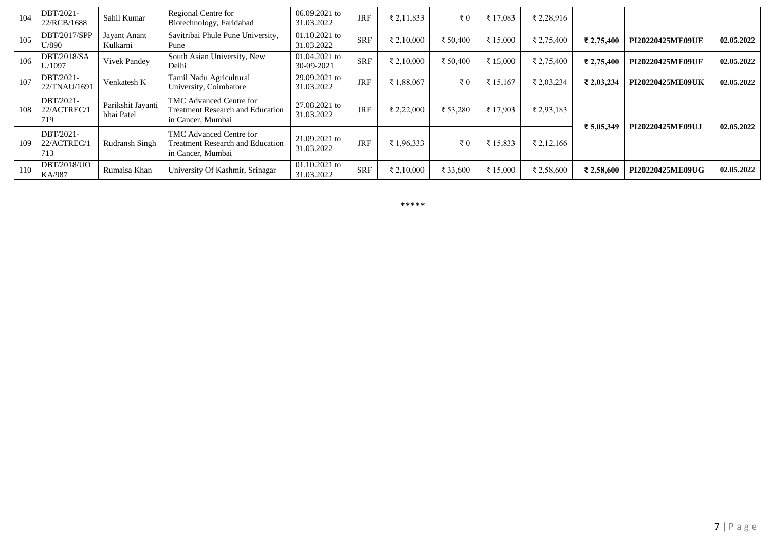| | | | | | | | | | | | | |
|---|---|---|---|---|---|---|---|---|---|---|---|---|
| 104 | DBT/2021-22/RCB/1688 | Sahil Kumar | Regional Centre for Biotechnology, Faridabad | 06.09.2021 to 31.03.2022 | JRF | ₹ 2,11,833 | ₹ 0 | ₹ 17,083 | ₹ 2,28,916 | | | |
| 105 | DBT/2017/SPPU/890 | Jayant Anant Kulkarni | Savitribai Phule Pune University, Pune | 01.10.2021 to 31.03.2022 | SRF | ₹ 2,10,000 | ₹ 50,400 | ₹ 15,000 | ₹ 2,75,400 | **₹ 2,75,400** | **PI20220425ME09UE** | **02.05.2022** |
| 106 | DBT/2018/SAU/1097 | Vivek Pandey | South Asian University, New Delhi | 01.04.2021 to 30-09-2021 | SRF | ₹ 2,10,000 | ₹ 50,400 | ₹ 15,000 | ₹ 2,75,400 | **₹ 2,75,400** | **PI20220425ME09UF** | **02.05.2022** |
| 107 | DBT/2021-22/TNAU/1691 | Venkatesh K | Tamil Nadu Agricultural University, Coimbatore | 29.09.2021 to 31.03.2022 | JRF | ₹ 1,88,067 | ₹ 0 | ₹ 15,167 | ₹ 2,03,234 | **₹ 2,03,234** | **PI20220425ME09UK** | **02.05.2022** |
| 108 | DBT/2021-22/ACTREC/1719 | Parikshit Jayanti bhai Patel | TMC Advanced Centre for Treatment Research and Education in Cancer, Mumbai | 27.08.2021 to 31.03.2022 | JRF | ₹ 2,22,000 | ₹ 53,280 | ₹ 17,903 | ₹ 2,93,183 | **₹ 5,05,349** | **PI20220425ME09UJ** | **02.05.2022** |
| 109 | DBT/2021-22/ACTREC/1713 | Rudransh Singh | TMC Advanced Centre for Treatment Research and Education in Cancer, Mumbai | 21.09.2021 to 31.03.2022 | JRF | ₹ 1,96,333 | ₹ 0 | ₹ 15,833 | ₹ 2,12,166 | | | |
| 110 | DBT/2018/UOKA/987 | Rumaisa Khan | University Of Kashmir, Srinagar | 01.10.2021 to 31.03.2022 | SRF | ₹ 2,10,000 | ₹ 33,600 | ₹ 15,000 | ₹ 2,58,600 | **₹ 2,58,600** | **PI20220425ME09UG** | **02.05.2022** |

*****